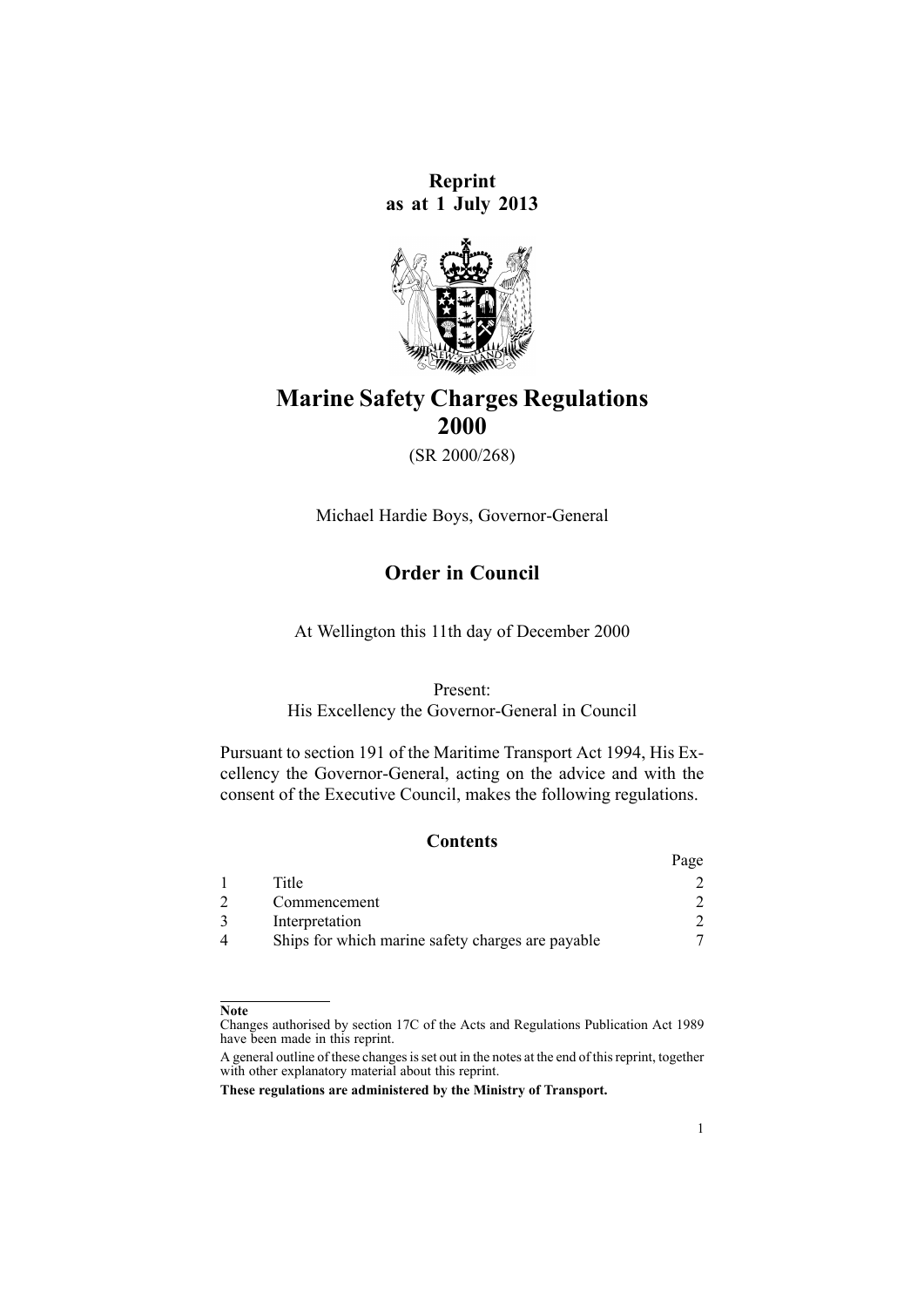**Reprint**
**as at 1 July 2013**

# Marine Safety Charges Regulations 2000

(SR 2000/268)

Michael Hardie Boys, Governor-General

## Order in Council

At Wellington this 11th day of December 2000

Present:
His Excellency the Governor-General in Council

Pursuant to section 191 of the Maritime Transport Act 1994, His Excellency the Governor-General, acting on the advice and with the consent of the Executive Council, makes the following regulations.

### Contents

| | | Page |
|---|---|---|
| 1 | Title | 2 |
| 2 | Commencement | 2 |
| 3 | Interpretation | 2 |
| 4 | Ships for which marine safety charges are payable | 7 |

**Note**

Changes authorised by section 17C of the Acts and Regulations Publication Act 1989 have been made in this reprint.

A general outline of these changes is set out in the notes at the end of this reprint, together with other explanatory material about this reprint.

**These regulations are administered by the Ministry of Transport.**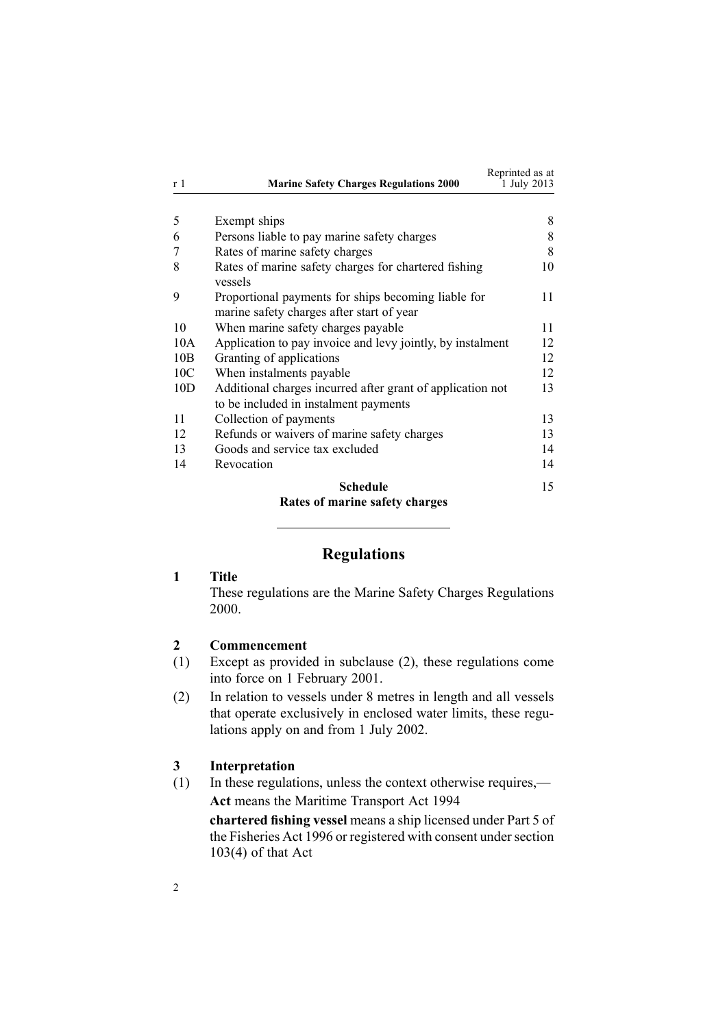| | | |
|---|---|---|
| 5 | Exempt ships | 8 |
| 6 | Persons liable to pay marine safety charges | 8 |
| 7 | Rates of marine safety charges | 8 |
| 8 | Rates of marine safety charges for chartered fishing vessels | 10 |
| 9 | Proportional payments for ships becoming liable for marine safety charges after start of year | 11 |
| 10 | When marine safety charges payable | 11 |
| 10A | Application to pay invoice and levy jointly, by instalment | 12 |
| 10B | Granting of applications | 12 |
| 10C | When instalments payable | 12 |
| 10D | Additional charges incurred after grant of application not to be included in instalment payments | 13 |
| 11 | Collection of payments | 13 |
| 12 | Refunds or waivers of marine safety charges | 13 |
| 13 | Goods and service tax excluded | 14 |
| 14 | Revocation | 14 |
| | **Schedule** **Rates of marine safety charges** | 15 |

## Regulations

**1 Title**

These regulations are the Marine Safety Charges Regulations 2000.

**2 Commencement**

(1) Except as provided in subclause (2), these regulations come into force on 1 February 2001.

(2) In relation to vessels under 8 metres in length and all vessels that operate exclusively in enclosed water limits, these regulations apply on and from 1 July 2002.

**3 Interpretation**

(1) In these regulations, unless the context otherwise requires,—

**Act** means the Maritime Transport Act 1994

**chartered fishing vessel** means a ship licensed under Part 5 of the Fisheries Act 1996 or registered with consent under section 103(4) of that Act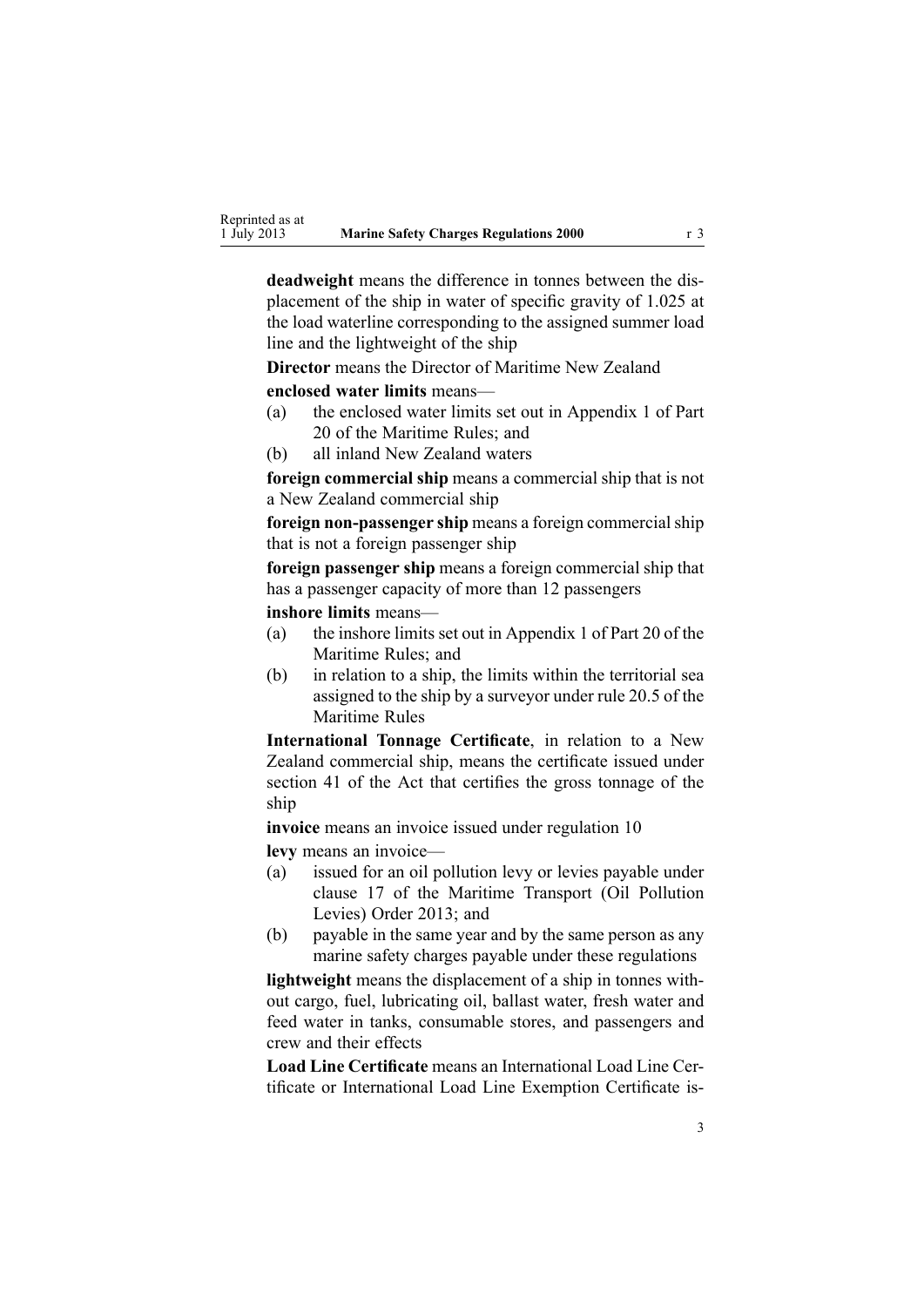**deadweight** means the difference in tonnes between the displacement of the ship in water of specific gravity of 1.025 at the load waterline corresponding to the assigned summer load line and the lightweight of the ship

**Director** means the Director of Maritime New Zealand

**enclosed water limits** means—

(a) the enclosed water limits set out in Appendix 1 of Part 20 of the Maritime Rules; and

(b) all inland New Zealand waters

**foreign commercial ship** means a commercial ship that is not a New Zealand commercial ship

**foreign non-passenger ship** means a foreign commercial ship that is not a foreign passenger ship

**foreign passenger ship** means a foreign commercial ship that has a passenger capacity of more than 12 passengers

**inshore limits** means—

(a) the inshore limits set out in Appendix 1 of Part 20 of the Maritime Rules; and

(b) in relation to a ship, the limits within the territorial sea assigned to the ship by a surveyor under rule 20.5 of the Maritime Rules

**International Tonnage Certificate**, in relation to a New Zealand commercial ship, means the certificate issued under section 41 of the Act that certifies the gross tonnage of the ship

**invoice** means an invoice issued under regulation 10

**levy** means an invoice—

(a) issued for an oil pollution levy or levies payable under clause 17 of the Maritime Transport (Oil Pollution Levies) Order 2013; and

(b) payable in the same year and by the same person as any marine safety charges payable under these regulations

**lightweight** means the displacement of a ship in tonnes without cargo, fuel, lubricating oil, ballast water, fresh water and feed water in tanks, consumable stores, and passengers and crew and their effects

**Load Line Certificate** means an International Load Line Certificate or International Load Line Exemption Certificate is-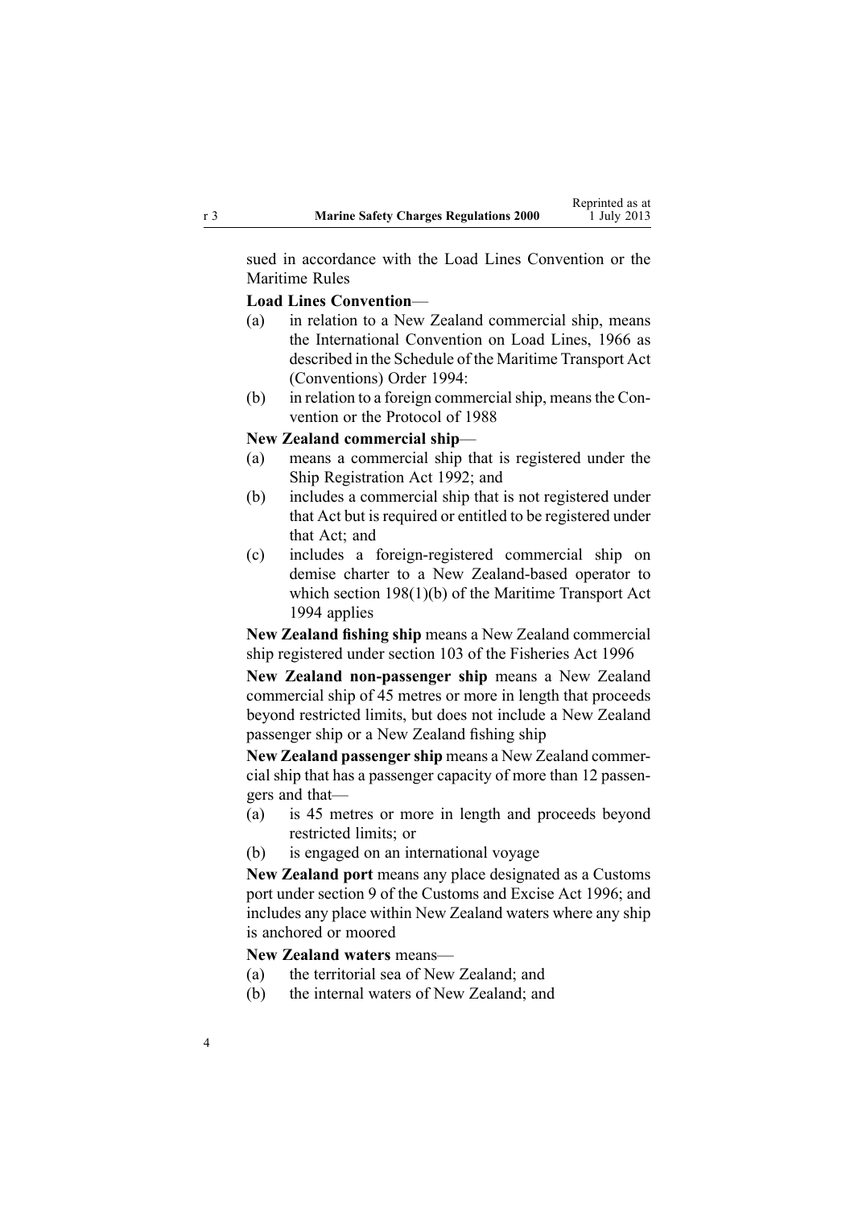sued in accordance with the Load Lines Convention or the Maritime Rules

**Load Lines Convention**—

(a) in relation to a New Zealand commercial ship, means the International Convention on Load Lines, 1966 as described in the Schedule of the Maritime Transport Act (Conventions) Order 1994:

(b) in relation to a foreign commercial ship, means the Convention or the Protocol of 1988

**New Zealand commercial ship**—

(a) means a commercial ship that is registered under the Ship Registration Act 1992; and

(b) includes a commercial ship that is not registered under that Act but is required or entitled to be registered under that Act; and

(c) includes a foreign-registered commercial ship on demise charter to a New Zealand-based operator to which section 198(1)(b) of the Maritime Transport Act 1994 applies

**New Zealand fishing ship** means a New Zealand commercial ship registered under section 103 of the Fisheries Act 1996

**New Zealand non-passenger ship** means a New Zealand commercial ship of 45 metres or more in length that proceeds beyond restricted limits, but does not include a New Zealand passenger ship or a New Zealand fishing ship

**New Zealand passenger ship** means a New Zealand commercial ship that has a passenger capacity of more than 12 passengers and that—

(a) is 45 metres or more in length and proceeds beyond restricted limits; or

(b) is engaged on an international voyage

**New Zealand port** means any place designated as a Customs port under section 9 of the Customs and Excise Act 1996; and includes any place within New Zealand waters where any ship is anchored or moored

**New Zealand waters** means—

(a) the territorial sea of New Zealand; and

(b) the internal waters of New Zealand; and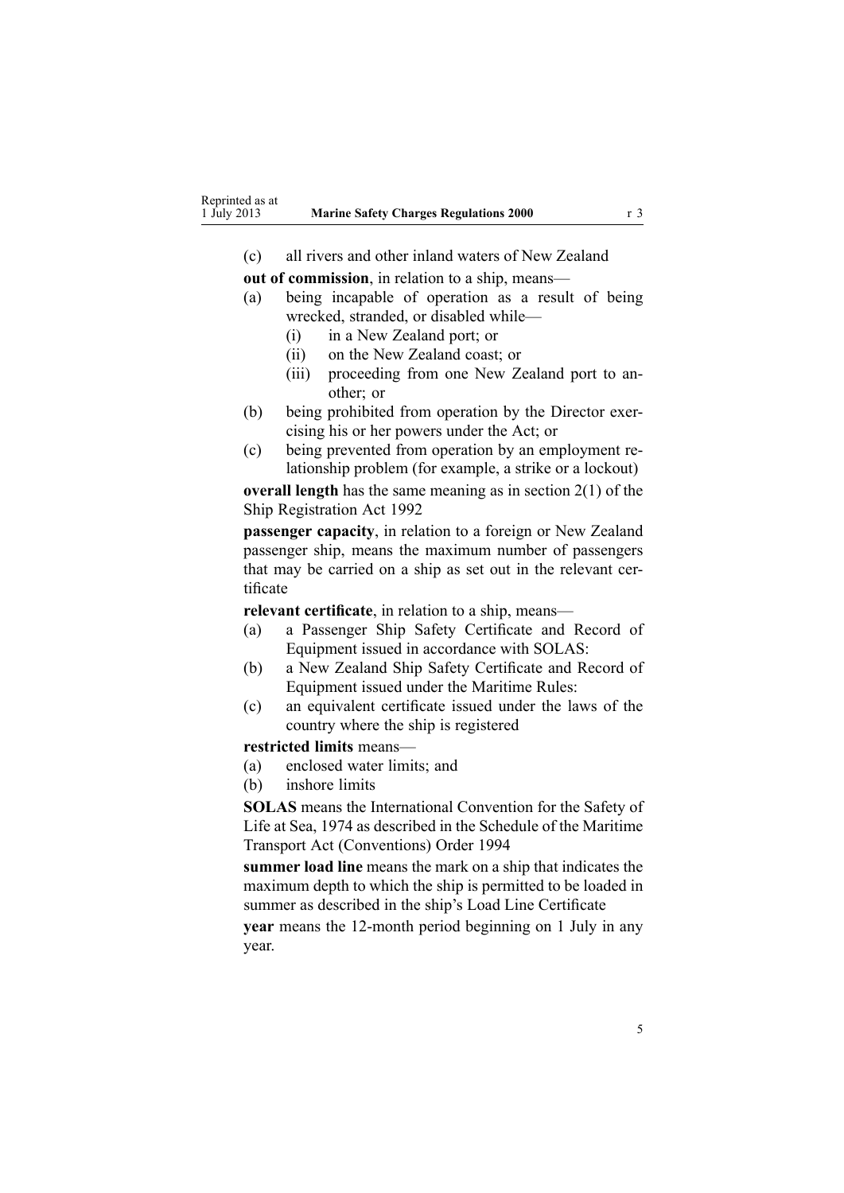(c) all rivers and other inland waters of New Zealand

**out of commission**, in relation to a ship, means—

(a) being incapable of operation as a result of being wrecked, stranded, or disabled while—

  (i) in a New Zealand port; or

  (ii) on the New Zealand coast; or

  (iii) proceeding from one New Zealand port to another; or

(b) being prohibited from operation by the Director exercising his or her powers under the Act; or

(c) being prevented from operation by an employment relationship problem (for example, a strike or a lockout)

**overall length** has the same meaning as in section 2(1) of the Ship Registration Act 1992

**passenger capacity**, in relation to a foreign or New Zealand passenger ship, means the maximum number of passengers that may be carried on a ship as set out in the relevant certificate

**relevant certificate**, in relation to a ship, means—

(a) a Passenger Ship Safety Certificate and Record of Equipment issued in accordance with SOLAS:

(b) a New Zealand Ship Safety Certificate and Record of Equipment issued under the Maritime Rules:

(c) an equivalent certificate issued under the laws of the country where the ship is registered

**restricted limits** means—

(a) enclosed water limits; and

(b) inshore limits

**SOLAS** means the International Convention for the Safety of Life at Sea, 1974 as described in the Schedule of the Maritime Transport Act (Conventions) Order 1994

**summer load line** means the mark on a ship that indicates the maximum depth to which the ship is permitted to be loaded in summer as described in the ship's Load Line Certificate

**year** means the 12-month period beginning on 1 July in any year.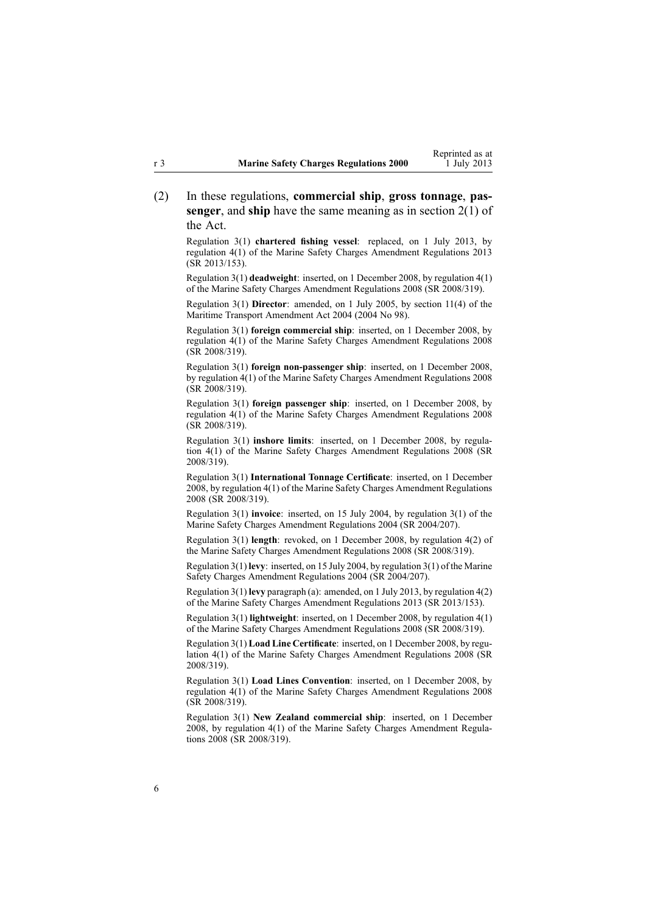(2) In these regulations, **commercial ship**, **gross tonnage**, **passenger**, and **ship** have the same meaning as in section 2(1) of the Act.

Regulation 3(1) **chartered fishing vessel**: replaced, on 1 July 2013, by regulation 4(1) of the Marine Safety Charges Amendment Regulations 2013 (SR 2013/153).

Regulation 3(1) **deadweight**: inserted, on 1 December 2008, by regulation 4(1) of the Marine Safety Charges Amendment Regulations 2008 (SR 2008/319).

Regulation 3(1) **Director**: amended, on 1 July 2005, by section 11(4) of the Maritime Transport Amendment Act 2004 (2004 No 98).

Regulation 3(1) **foreign commercial ship**: inserted, on 1 December 2008, by regulation 4(1) of the Marine Safety Charges Amendment Regulations 2008 (SR 2008/319).

Regulation 3(1) **foreign non-passenger ship**: inserted, on 1 December 2008, by regulation 4(1) of the Marine Safety Charges Amendment Regulations 2008 (SR 2008/319).

Regulation 3(1) **foreign passenger ship**: inserted, on 1 December 2008, by regulation 4(1) of the Marine Safety Charges Amendment Regulations 2008 (SR 2008/319).

Regulation 3(1) **inshore limits**: inserted, on 1 December 2008, by regulation 4(1) of the Marine Safety Charges Amendment Regulations 2008 (SR 2008/319).

Regulation 3(1) **International Tonnage Certificate**: inserted, on 1 December 2008, by regulation 4(1) of the Marine Safety Charges Amendment Regulations 2008 (SR 2008/319).

Regulation 3(1) **invoice**: inserted, on 15 July 2004, by regulation 3(1) of the Marine Safety Charges Amendment Regulations 2004 (SR 2004/207).

Regulation 3(1) **length**: revoked, on 1 December 2008, by regulation 4(2) of the Marine Safety Charges Amendment Regulations 2008 (SR 2008/319).

Regulation 3(1) **levy**: inserted, on 15 July 2004, by regulation 3(1) of the Marine Safety Charges Amendment Regulations 2004 (SR 2004/207).

Regulation 3(1) **levy** paragraph (a): amended, on 1 July 2013, by regulation 4(2) of the Marine Safety Charges Amendment Regulations 2013 (SR 2013/153).

Regulation 3(1) **lightweight**: inserted, on 1 December 2008, by regulation 4(1) of the Marine Safety Charges Amendment Regulations 2008 (SR 2008/319).

Regulation 3(1) **Load Line Certificate**: inserted, on 1 December 2008, by regulation 4(1) of the Marine Safety Charges Amendment Regulations 2008 (SR 2008/319).

Regulation 3(1) **Load Lines Convention**: inserted, on 1 December 2008, by regulation 4(1) of the Marine Safety Charges Amendment Regulations 2008 (SR 2008/319).

Regulation 3(1) **New Zealand commercial ship**: inserted, on 1 December 2008, by regulation 4(1) of the Marine Safety Charges Amendment Regulations 2008 (SR 2008/319).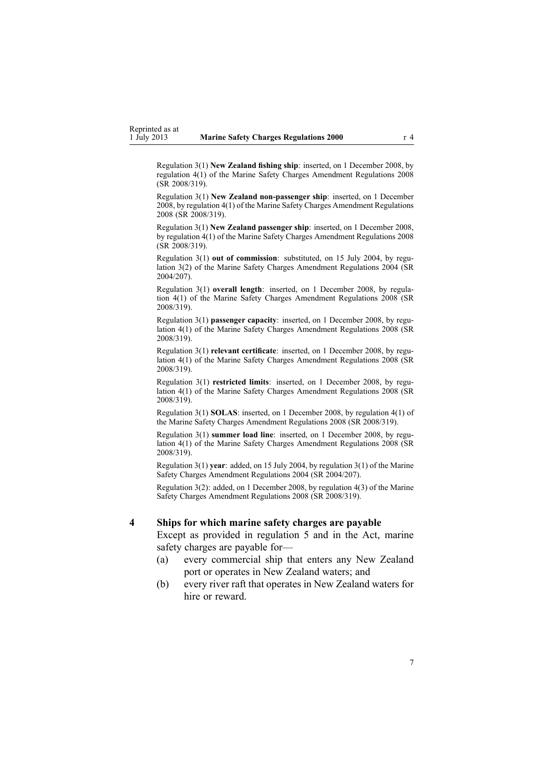Regulation 3(1) **New Zealand fishing ship**: inserted, on 1 December 2008, by regulation 4(1) of the Marine Safety Charges Amendment Regulations 2008 (SR 2008/319).

Regulation 3(1) **New Zealand non-passenger ship**: inserted, on 1 December 2008, by regulation 4(1) of the Marine Safety Charges Amendment Regulations 2008 (SR 2008/319).

Regulation 3(1) **New Zealand passenger ship**: inserted, on 1 December 2008, by regulation 4(1) of the Marine Safety Charges Amendment Regulations 2008 (SR 2008/319).

Regulation 3(1) **out of commission**: substituted, on 15 July 2004, by regulation 3(2) of the Marine Safety Charges Amendment Regulations 2004 (SR 2004/207).

Regulation 3(1) **overall length**: inserted, on 1 December 2008, by regulation 4(1) of the Marine Safety Charges Amendment Regulations 2008 (SR 2008/319).

Regulation 3(1) **passenger capacity**: inserted, on 1 December 2008, by regulation 4(1) of the Marine Safety Charges Amendment Regulations 2008 (SR 2008/319).

Regulation 3(1) **relevant certificate**: inserted, on 1 December 2008, by regulation 4(1) of the Marine Safety Charges Amendment Regulations 2008 (SR 2008/319).

Regulation 3(1) **restricted limits**: inserted, on 1 December 2008, by regulation 4(1) of the Marine Safety Charges Amendment Regulations 2008 (SR 2008/319).

Regulation 3(1) **SOLAS**: inserted, on 1 December 2008, by regulation 4(1) of the Marine Safety Charges Amendment Regulations 2008 (SR 2008/319).

Regulation 3(1) **summer load line**: inserted, on 1 December 2008, by regulation 4(1) of the Marine Safety Charges Amendment Regulations 2008 (SR 2008/319).

Regulation 3(1) **year**: added, on 15 July 2004, by regulation 3(1) of the Marine Safety Charges Amendment Regulations 2004 (SR 2004/207).

Regulation 3(2): added, on 1 December 2008, by regulation 4(3) of the Marine Safety Charges Amendment Regulations 2008 (SR 2008/319).

## 4 Ships for which marine safety charges are payable

Except as provided in regulation 5 and in the Act, marine safety charges are payable for—

(a) every commercial ship that enters any New Zealand port or operates in New Zealand waters; and

(b) every river raft that operates in New Zealand waters for hire or reward.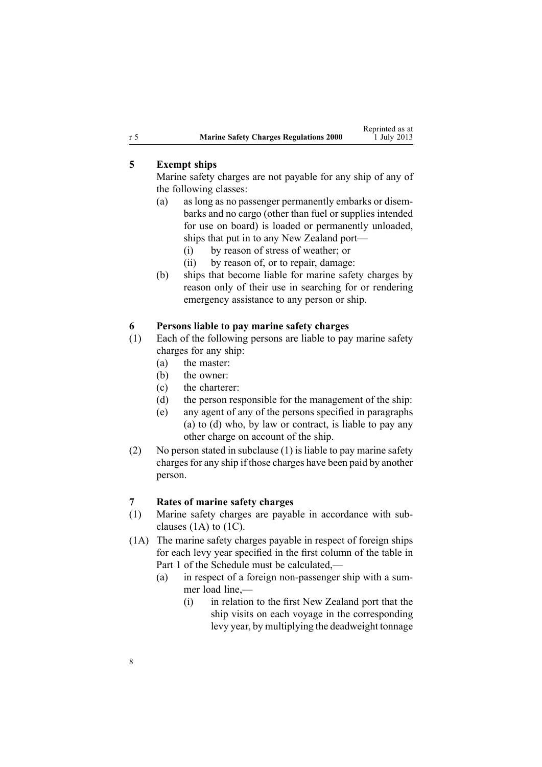## 5 Exempt ships

Marine safety charges are not payable for any ship of any of the following classes:

- (a) as long as no passenger permanently embarks or disembarks and no cargo (other than fuel or supplies intended for use on board) is loaded or permanently unloaded, ships that put in to any New Zealand port—
  - (i) by reason of stress of weather; or
  - (ii) by reason of, or to repair, damage:
- (b) ships that become liable for marine safety charges by reason only of their use in searching for or rendering emergency assistance to any person or ship.

## 6 Persons liable to pay marine safety charges

(1) Each of the following persons are liable to pay marine safety charges for any ship:

- (a) the master:
- (b) the owner:
- (c) the charterer:
- (d) the person responsible for the management of the ship:
- (e) any agent of any of the persons specified in paragraphs (a) to (d) who, by law or contract, is liable to pay any other charge on account of the ship.

(2) No person stated in subclause (1) is liable to pay marine safety charges for any ship if those charges have been paid by another person.

## 7 Rates of marine safety charges

(1) Marine safety charges are payable in accordance with subclauses (1A) to (1C).

(1A) The marine safety charges payable in respect of foreign ships for each levy year specified in the first column of the table in Part 1 of the Schedule must be calculated,—

- (a) in respect of a foreign non-passenger ship with a summer load line,—
  - (i) in relation to the first New Zealand port that the ship visits on each voyage in the corresponding levy year, by multiplying the deadweight tonnage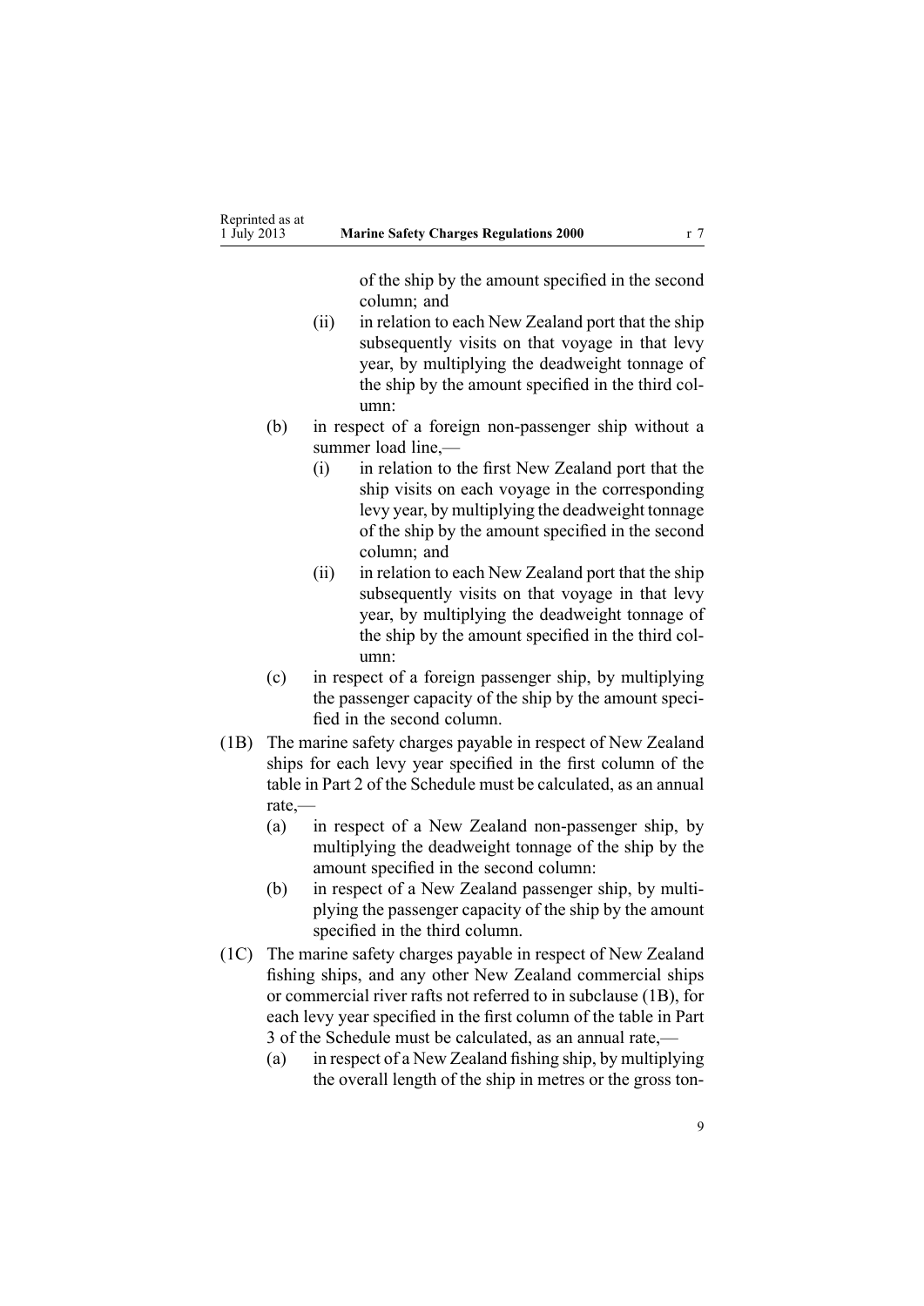of the ship by the amount specified in the second column; and

(ii) in relation to each New Zealand port that the ship subsequently visits on that voyage in that levy year, by multiplying the deadweight tonnage of the ship by the amount specified in the third column:

(b) in respect of a foreign non-passenger ship without a summer load line,—

(i) in relation to the first New Zealand port that the ship visits on each voyage in the corresponding levy year, by multiplying the deadweight tonnage of the ship by the amount specified in the second column; and

(ii) in relation to each New Zealand port that the ship subsequently visits on that voyage in that levy year, by multiplying the deadweight tonnage of the ship by the amount specified in the third column:

(c) in respect of a foreign passenger ship, by multiplying the passenger capacity of the ship by the amount specified in the second column.

(1B) The marine safety charges payable in respect of New Zealand ships for each levy year specified in the first column of the table in Part 2 of the Schedule must be calculated, as an annual rate,—

(a) in respect of a New Zealand non-passenger ship, by multiplying the deadweight tonnage of the ship by the amount specified in the second column:

(b) in respect of a New Zealand passenger ship, by multiplying the passenger capacity of the ship by the amount specified in the third column.

(1C) The marine safety charges payable in respect of New Zealand fishing ships, and any other New Zealand commercial ships or commercial river rafts not referred to in subclause (1B), for each levy year specified in the first column of the table in Part 3 of the Schedule must be calculated, as an annual rate,—

(a) in respect of a New Zealand fishing ship, by multiplying the overall length of the ship in metres or the gross ton-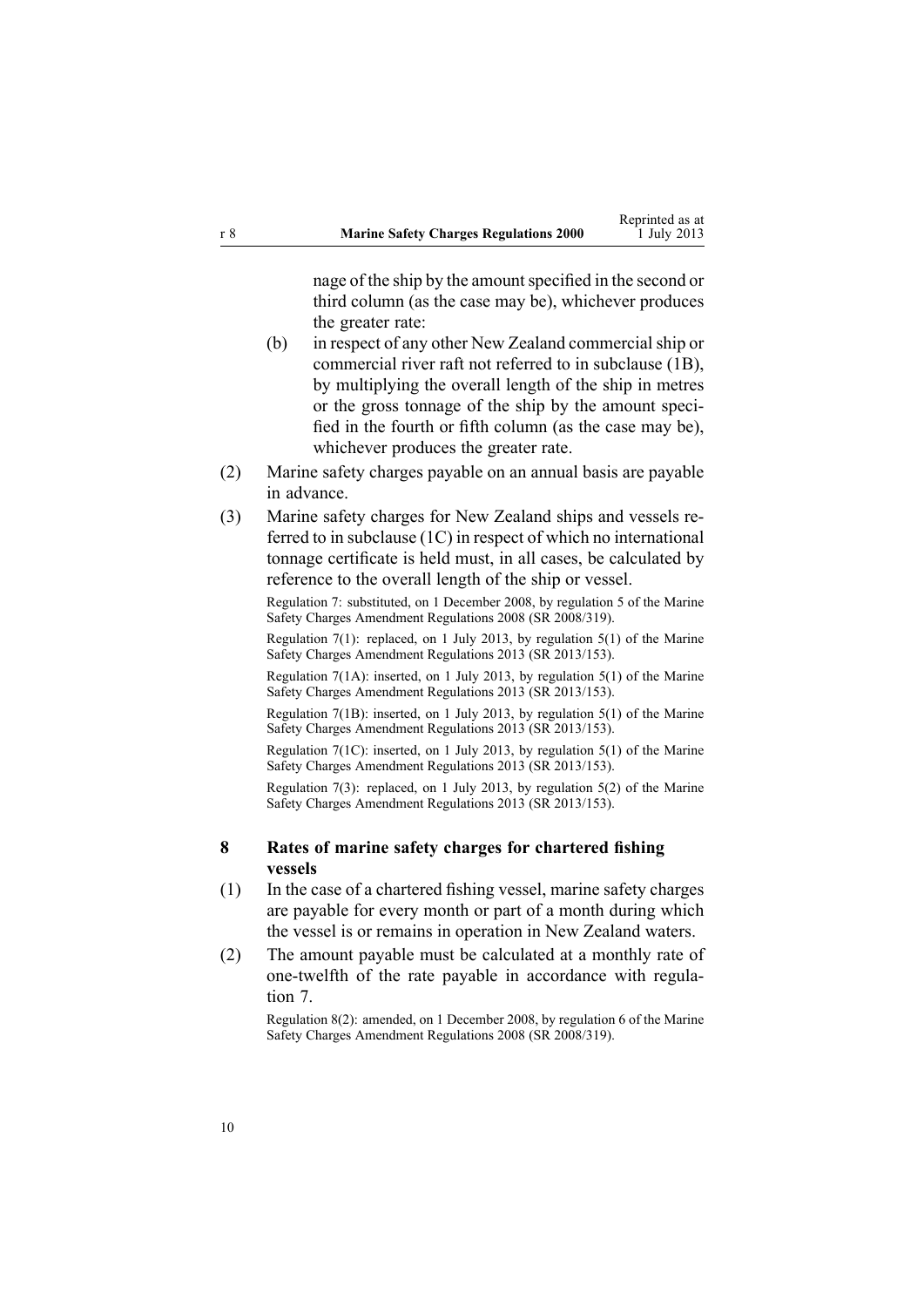nage of the ship by the amount specified in the second or third column (as the case may be), whichever produces the greater rate:

(b) in respect of any other New Zealand commercial ship or commercial river raft not referred to in subclause (1B), by multiplying the overall length of the ship in metres or the gross tonnage of the ship by the amount specified in the fourth or fifth column (as the case may be), whichever produces the greater rate.

(2) Marine safety charges payable on an annual basis are payable in advance.

(3) Marine safety charges for New Zealand ships and vessels referred to in subclause (1C) in respect of which no international tonnage certificate is held must, in all cases, be calculated by reference to the overall length of the ship or vessel.

Regulation 7: substituted, on 1 December 2008, by regulation 5 of the Marine Safety Charges Amendment Regulations 2008 (SR 2008/319).

Regulation 7(1): replaced, on 1 July 2013, by regulation 5(1) of the Marine Safety Charges Amendment Regulations 2013 (SR 2013/153).

Regulation 7(1A): inserted, on 1 July 2013, by regulation 5(1) of the Marine Safety Charges Amendment Regulations 2013 (SR 2013/153).

Regulation 7(1B): inserted, on 1 July 2013, by regulation 5(1) of the Marine Safety Charges Amendment Regulations 2013 (SR 2013/153).

Regulation 7(1C): inserted, on 1 July 2013, by regulation 5(1) of the Marine Safety Charges Amendment Regulations 2013 (SR 2013/153).

Regulation 7(3): replaced, on 1 July 2013, by regulation 5(2) of the Marine Safety Charges Amendment Regulations 2013 (SR 2013/153).

## 8 Rates of marine safety charges for chartered fishing vessels

(1) In the case of a chartered fishing vessel, marine safety charges are payable for every month or part of a month during which the vessel is or remains in operation in New Zealand waters.

(2) The amount payable must be calculated at a monthly rate of one-twelfth of the rate payable in accordance with regulation 7.

Regulation 8(2): amended, on 1 December 2008, by regulation 6 of the Marine Safety Charges Amendment Regulations 2008 (SR 2008/319).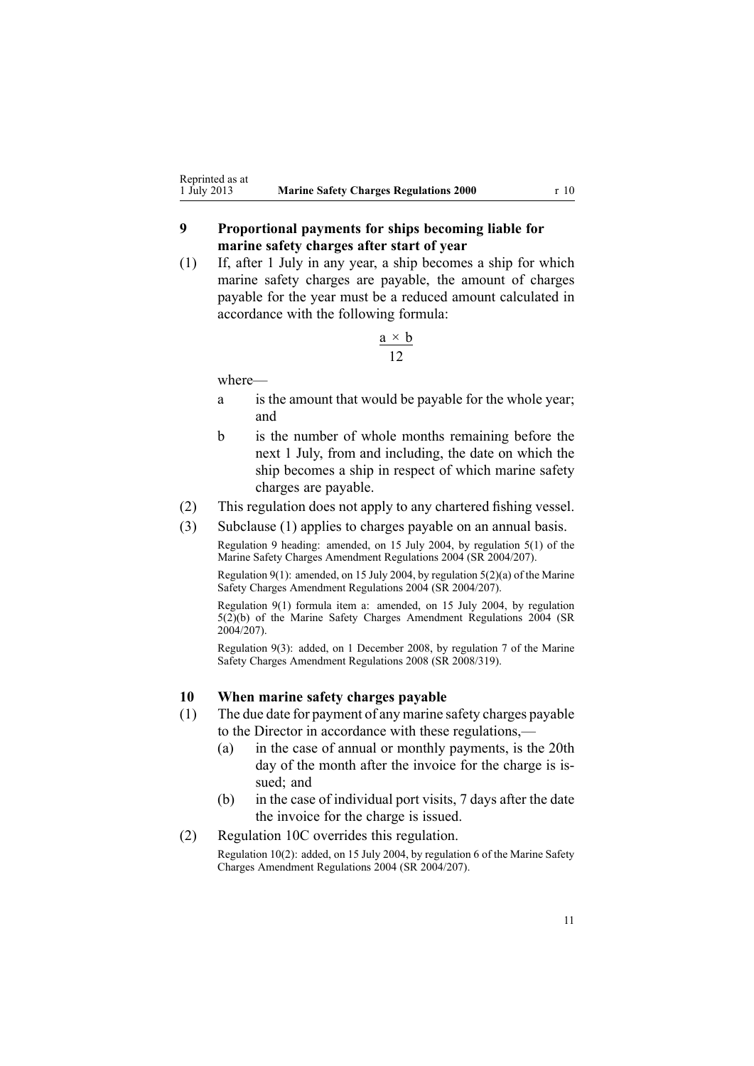### 9 Proportional payments for ships becoming liable for marine safety charges after start of year

(1) If, after 1 July in any year, a ship becomes a ship for which marine safety charges are payable, the amount of charges payable for the year must be a reduced amount calculated in accordance with the following formula:

$$\frac{a \times b}{12}$$

where—

- a is the amount that would be payable for the whole year; and
- b is the number of whole months remaining before the next 1 July, from and including, the date on which the ship becomes a ship in respect of which marine safety charges are payable.

(2) This regulation does not apply to any chartered fishing vessel.

(3) Subclause (1) applies to charges payable on an annual basis.

Regulation 9 heading: amended, on 15 July 2004, by regulation 5(1) of the Marine Safety Charges Amendment Regulations 2004 (SR 2004/207).

Regulation 9(1): amended, on 15 July 2004, by regulation 5(2)(a) of the Marine Safety Charges Amendment Regulations 2004 (SR 2004/207).

Regulation 9(1) formula item a: amended, on 15 July 2004, by regulation 5(2)(b) of the Marine Safety Charges Amendment Regulations 2004 (SR 2004/207).

Regulation 9(3): added, on 1 December 2008, by regulation 7 of the Marine Safety Charges Amendment Regulations 2008 (SR 2008/319).

### 10 When marine safety charges payable

(1) The due date for payment of any marine safety charges payable to the Director in accordance with these regulations,—
   - (a) in the case of annual or monthly payments, is the 20th day of the month after the invoice for the charge is issued; and
   - (b) in the case of individual port visits, 7 days after the date the invoice for the charge is issued.

(2) Regulation 10C overrides this regulation.

Regulation 10(2): added, on 15 July 2004, by regulation 6 of the Marine Safety Charges Amendment Regulations 2004 (SR 2004/207).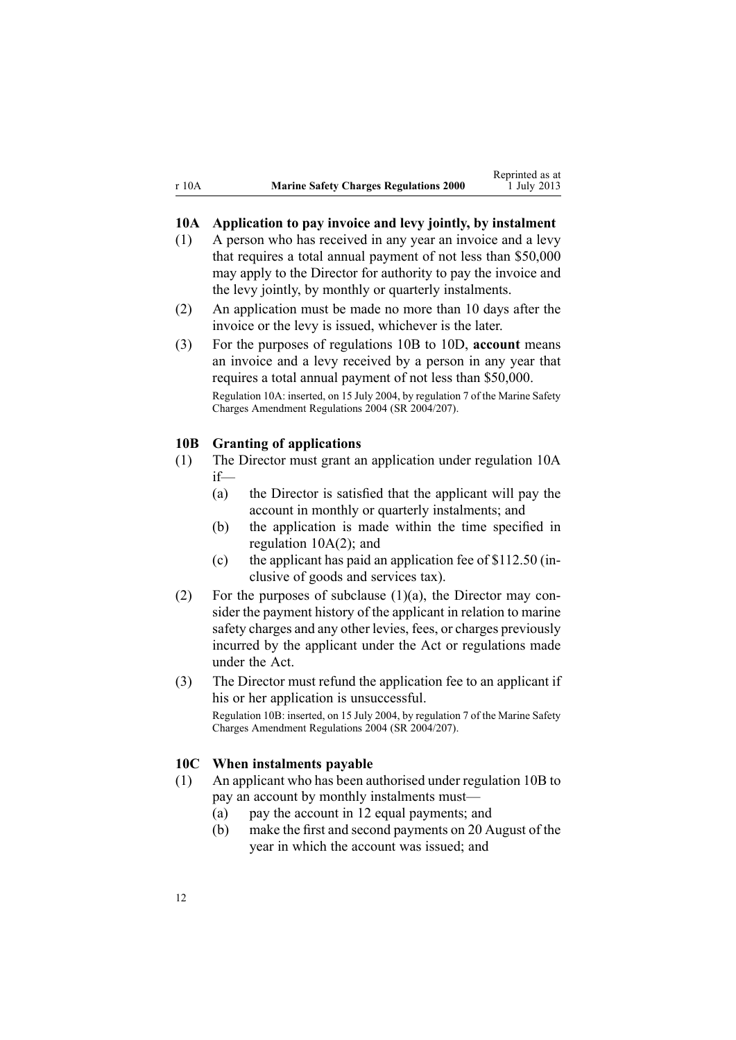## 10A Application to pay invoice and levy jointly, by instalment

(1) A person who has received in any year an invoice and a levy that requires a total annual payment of not less than $50,000 may apply to the Director for authority to pay the invoice and the levy jointly, by monthly or quarterly instalments.

(2) An application must be made no more than 10 days after the invoice or the levy is issued, whichever is the later.

(3) For the purposes of regulations 10B to 10D, **account** means an invoice and a levy received by a person in any year that requires a total annual payment of not less than $50,000.

Regulation 10A: inserted, on 15 July 2004, by regulation 7 of the Marine Safety Charges Amendment Regulations 2004 (SR 2004/207).

## 10B Granting of applications

(1) The Director must grant an application under regulation 10A if—

- (a) the Director is satisfied that the applicant will pay the account in monthly or quarterly instalments; and
- (b) the application is made within the time specified in regulation 10A(2); and
- (c) the applicant has paid an application fee of $112.50 (inclusive of goods and services tax).

(2) For the purposes of subclause (1)(a), the Director may consider the payment history of the applicant in relation to marine safety charges and any other levies, fees, or charges previously incurred by the applicant under the Act or regulations made under the Act.

(3) The Director must refund the application fee to an applicant if his or her application is unsuccessful.

Regulation 10B: inserted, on 15 July 2004, by regulation 7 of the Marine Safety Charges Amendment Regulations 2004 (SR 2004/207).

## 10C When instalments payable

(1) An applicant who has been authorised under regulation 10B to pay an account by monthly instalments must—

- (a) pay the account in 12 equal payments; and
- (b) make the first and second payments on 20 August of the year in which the account was issued; and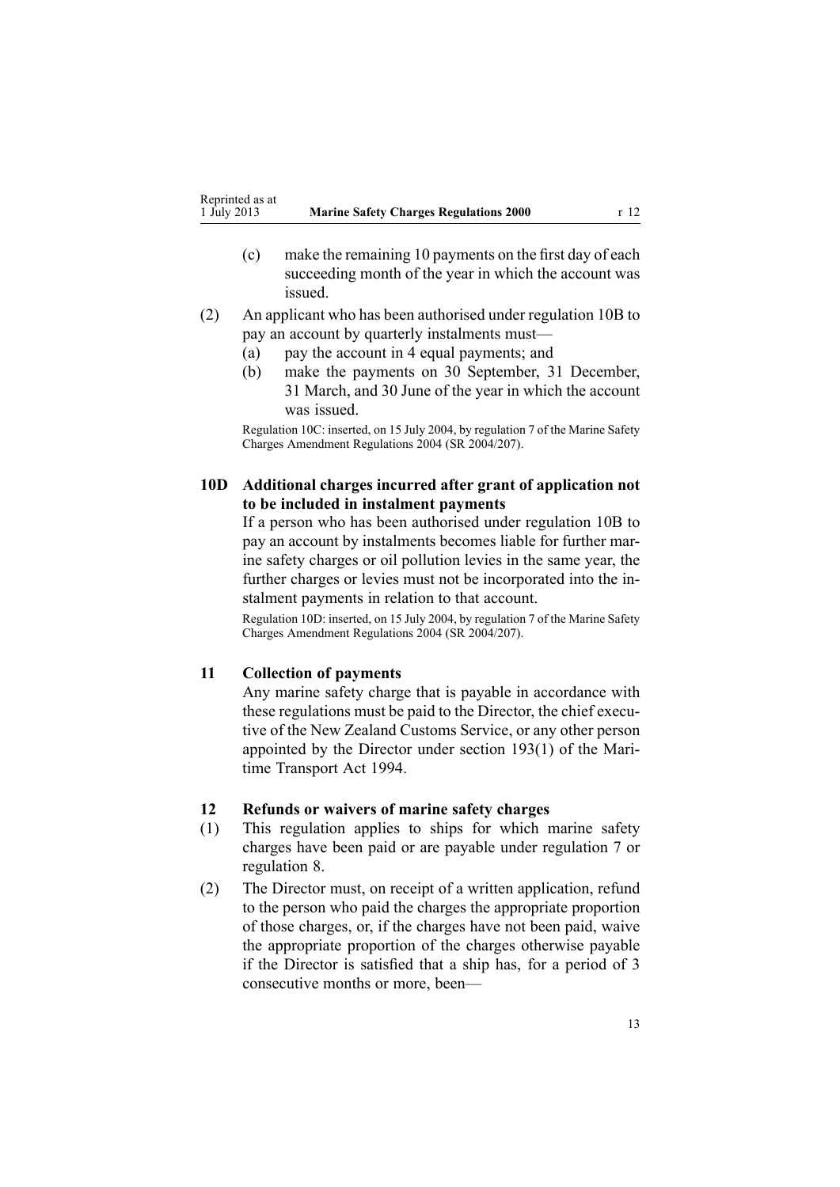(c) make the remaining 10 payments on the first day of each succeeding month of the year in which the account was issued.

(2) An applicant who has been authorised under regulation 10B to pay an account by quarterly instalments must—

(a) pay the account in 4 equal payments; and

(b) make the payments on 30 September, 31 December, 31 March, and 30 June of the year in which the account was issued.

Regulation 10C: inserted, on 15 July 2004, by regulation 7 of the Marine Safety Charges Amendment Regulations 2004 (SR 2004/207).

### 10D Additional charges incurred after grant of application not to be included in instalment payments

If a person who has been authorised under regulation 10B to pay an account by instalments becomes liable for further marine safety charges or oil pollution levies in the same year, the further charges or levies must not be incorporated into the instalment payments in relation to that account.

Regulation 10D: inserted, on 15 July 2004, by regulation 7 of the Marine Safety Charges Amendment Regulations 2004 (SR 2004/207).

### 11 Collection of payments

Any marine safety charge that is payable in accordance with these regulations must be paid to the Director, the chief executive of the New Zealand Customs Service, or any other person appointed by the Director under section 193(1) of the Maritime Transport Act 1994.

### 12 Refunds or waivers of marine safety charges

(1) This regulation applies to ships for which marine safety charges have been paid or are payable under regulation 7 or regulation 8.

(2) The Director must, on receipt of a written application, refund to the person who paid the charges the appropriate proportion of those charges, or, if the charges have not been paid, waive the appropriate proportion of the charges otherwise payable if the Director is satisfied that a ship has, for a period of 3 consecutive months or more, been—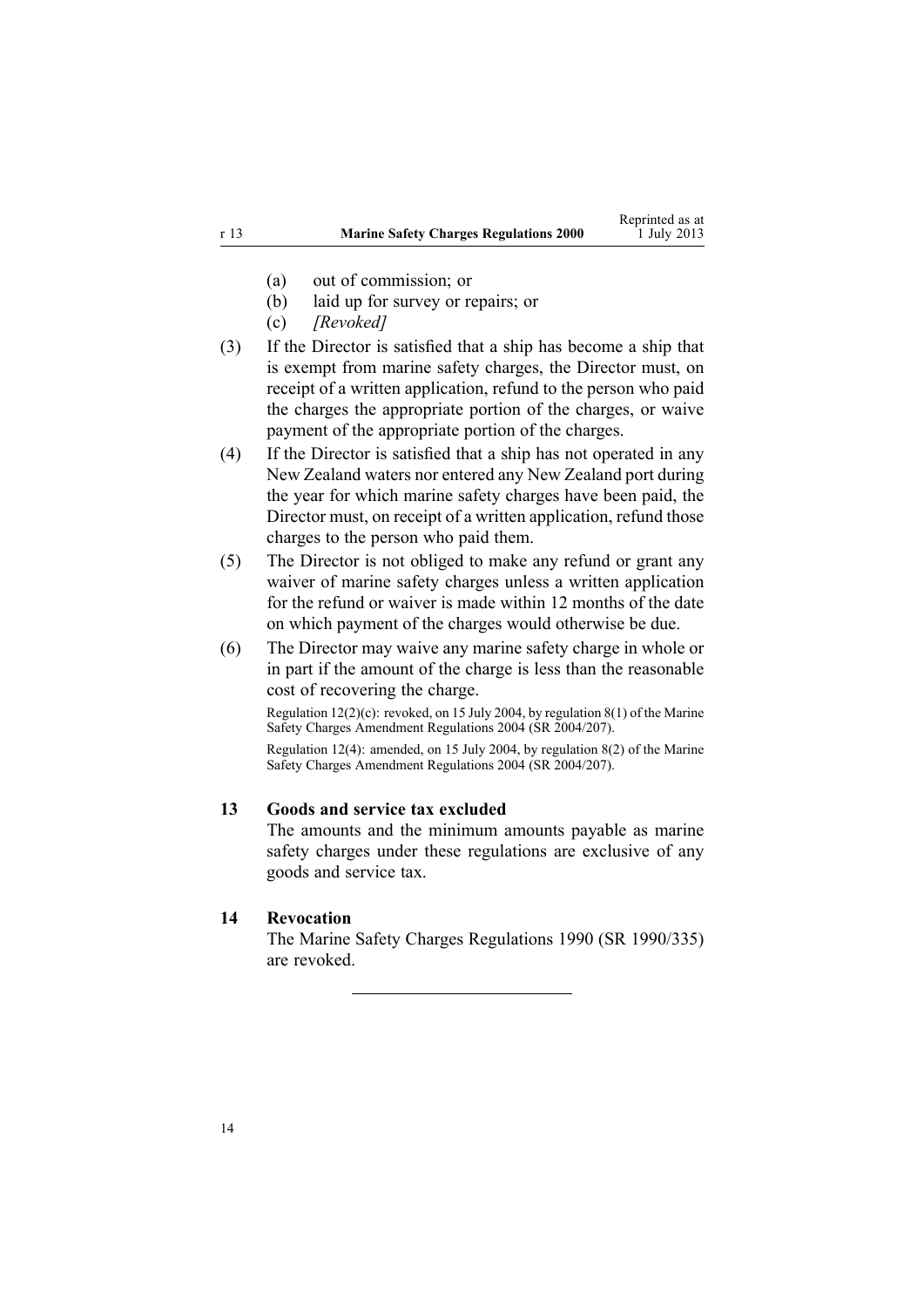- (a) out of commission; or
- (b) laid up for survey or repairs; or
- (c) *[Revoked]*

(3) If the Director is satisfied that a ship has become a ship that is exempt from marine safety charges, the Director must, on receipt of a written application, refund to the person who paid the charges the appropriate portion of the charges, or waive payment of the appropriate portion of the charges.

(4) If the Director is satisfied that a ship has not operated in any New Zealand waters nor entered any New Zealand port during the year for which marine safety charges have been paid, the Director must, on receipt of a written application, refund those charges to the person who paid them.

(5) The Director is not obliged to make any refund or grant any waiver of marine safety charges unless a written application for the refund or waiver is made within 12 months of the date on which payment of the charges would otherwise be due.

(6) The Director may waive any marine safety charge in whole or in part if the amount of the charge is less than the reasonable cost of recovering the charge.

Regulation 12(2)(c): revoked, on 15 July 2004, by regulation 8(1) of the Marine Safety Charges Amendment Regulations 2004 (SR 2004/207).

Regulation 12(4): amended, on 15 July 2004, by regulation 8(2) of the Marine Safety Charges Amendment Regulations 2004 (SR 2004/207).

### 13 Goods and service tax excluded

The amounts and the minimum amounts payable as marine safety charges under these regulations are exclusive of any goods and service tax.

### 14 Revocation

The Marine Safety Charges Regulations 1990 (SR 1990/335) are revoked.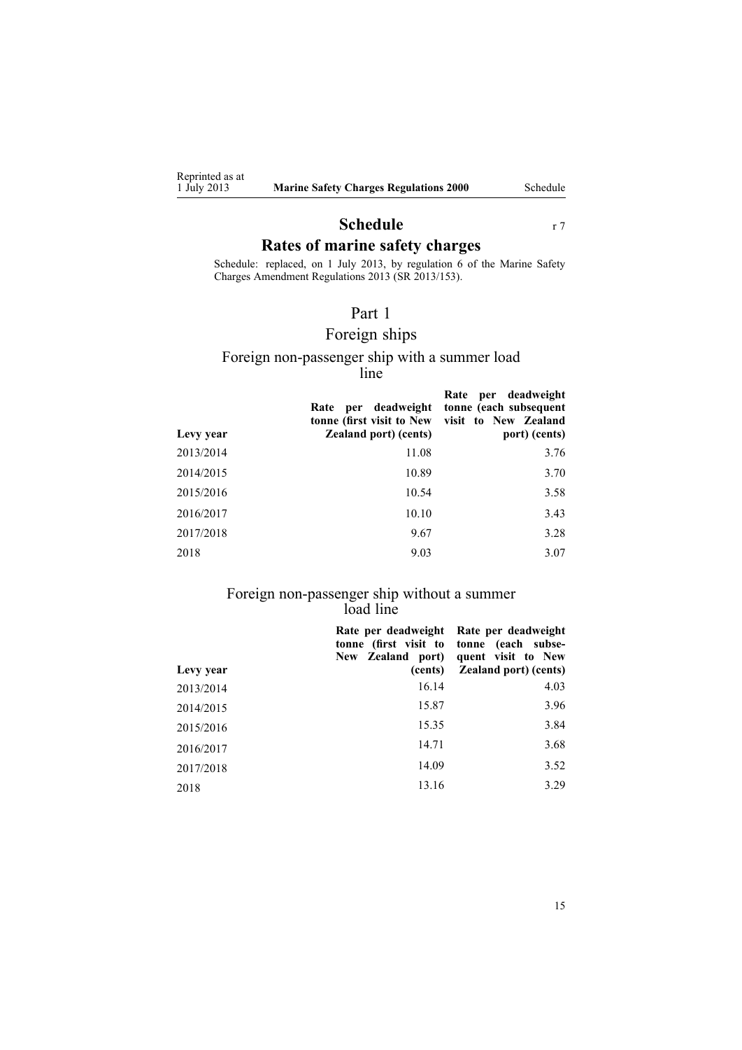# Schedule

r 7

## Rates of marine safety charges

Schedule: replaced, on 1 July 2013, by regulation 6 of the Marine Safety Charges Amendment Regulations 2013 (SR 2013/153).

## Part 1

## Foreign ships

### Foreign non-passenger ship with a summer load line

| Levy year | Rate per deadweight tonne (first visit to New Zealand port) (cents) | Rate per deadweight tonne (each subsequent visit to New Zealand port) (cents) |
|---|---|---|
| 2013/2014 | 11.08 | 3.76 |
| 2014/2015 | 10.89 | 3.70 |
| 2015/2016 | 10.54 | 3.58 |
| 2016/2017 | 10.10 | 3.43 |
| 2017/2018 | 9.67 | 3.28 |
| 2018 | 9.03 | 3.07 |

### Foreign non-passenger ship without a summer load line

| Levy year | Rate per deadweight tonne (first visit to New Zealand port) (cents) | Rate per deadweight tonne (each subsequent visit to New Zealand port) (cents) |
|---|---|---|
| 2013/2014 | 16.14 | 4.03 |
| 2014/2015 | 15.87 | 3.96 |
| 2015/2016 | 15.35 | 3.84 |
| 2016/2017 | 14.71 | 3.68 |
| 2017/2018 | 14.09 | 3.52 |
| 2018 | 13.16 | 3.29 |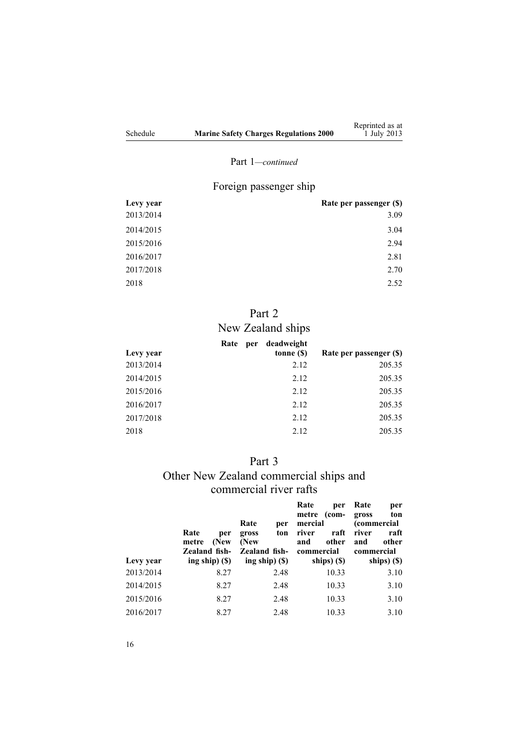Part 1—*continued*

## Foreign passenger ship

| Levy year | Rate per passenger ($) |
|---|---|
| 2013/2014 | 3.09 |
| 2014/2015 | 3.04 |
| 2015/2016 | 2.94 |
| 2016/2017 | 2.81 |
| 2017/2018 | 2.70 |
| 2018 | 2.52 |

# Part 2
## New Zealand ships

| Levy year | Rate per deadweight tonne ($) | Rate per passenger ($) |
|---|---|---|
| 2013/2014 | 2.12 | 205.35 |
| 2014/2015 | 2.12 | 205.35 |
| 2015/2016 | 2.12 | 205.35 |
| 2016/2017 | 2.12 | 205.35 |
| 2017/2018 | 2.12 | 205.35 |
| 2018 | 2.12 | 205.35 |

# Part 3
## Other New Zealand commercial ships and commercial river rafts

| Levy year | Rate per metre (New Zealand fishing ship) ($) | Rate per gross ton (New Zealand fishing ship) ($) | Rate per metre (commercial river raft and other commercial ships) ($) | Rate per gross ton (commercial river raft and other commercial ships) ($) |
|---|---|---|---|---|
| 2013/2014 | 8.27 | 2.48 | 10.33 | 3.10 |
| 2014/2015 | 8.27 | 2.48 | 10.33 | 3.10 |
| 2015/2016 | 8.27 | 2.48 | 10.33 | 3.10 |
| 2016/2017 | 8.27 | 2.48 | 10.33 | 3.10 |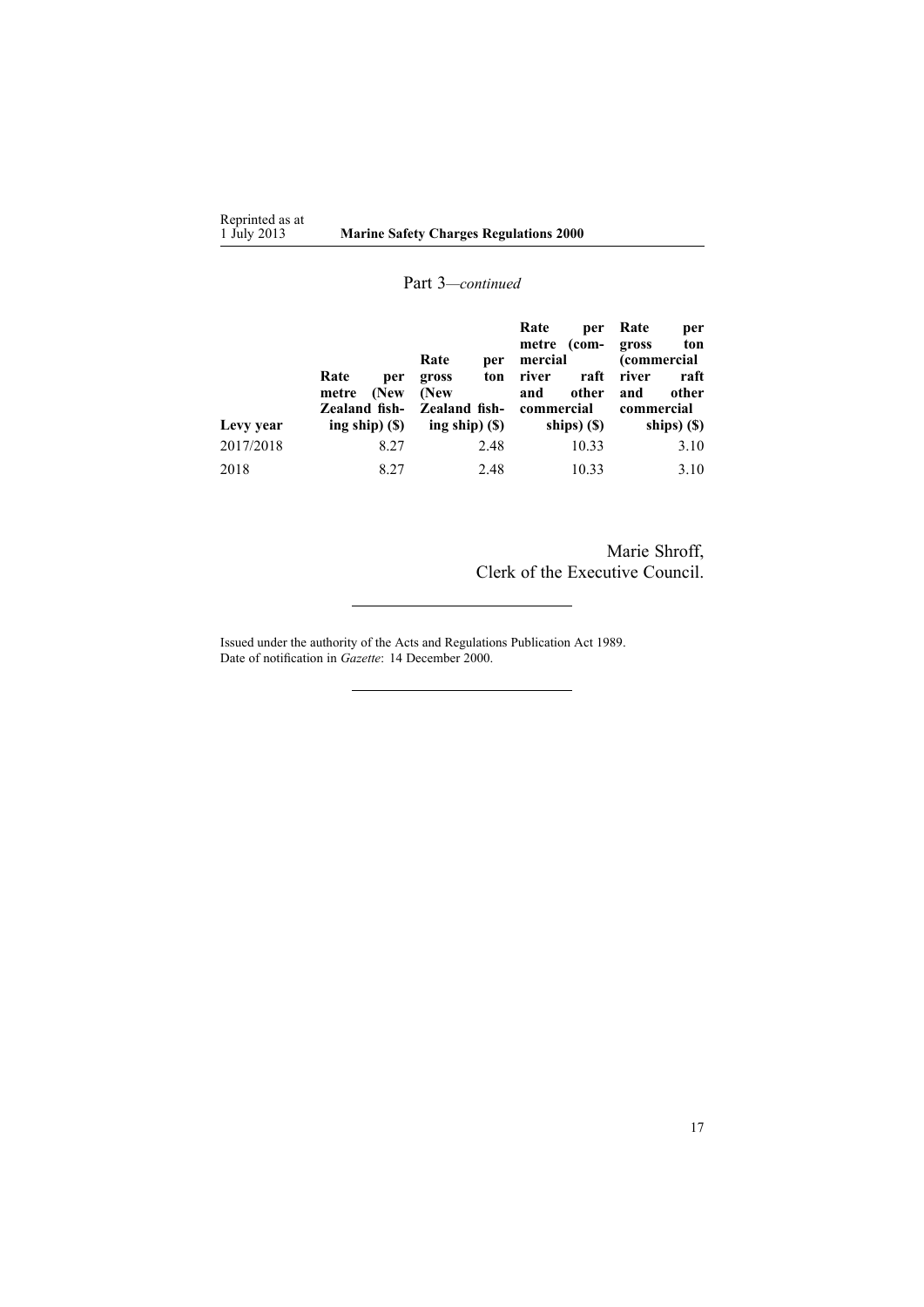Part 3—*continued*

| Levy year | Rate per metre (New Zealand fishing ship) ($) | Rate per gross ton (New Zealand fishing ship) ($) | Rate per metre (commercial river raft and other commercial ships) ($) | Rate per gross ton (commercial river raft and other commercial ships) ($) |
|---|---|---|---|---|
| 2017/2018 | 8.27 | 2.48 | 10.33 | 3.10 |
| 2018 | 8.27 | 2.48 | 10.33 | 3.10 |

Marie Shroff,
Clerk of the Executive Council.

---

Issued under the authority of the Acts and Regulations Publication Act 1989.
Date of notification in *Gazette*: 14 December 2000.

---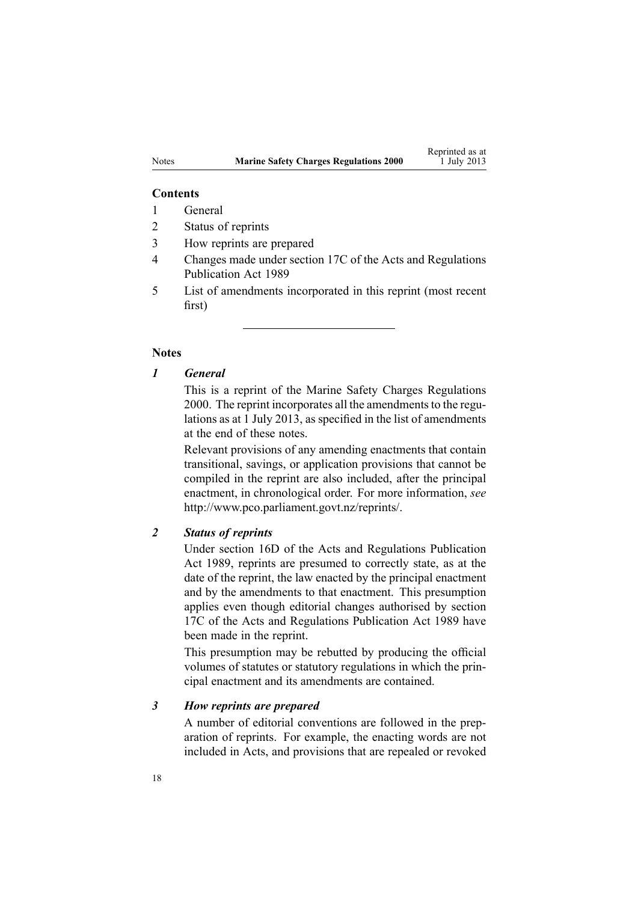**Contents**

1 General
2 Status of reprints
3 How reprints are prepared
4 Changes made under section 17C of the Acts and Regulations Publication Act 1989
5 List of amendments incorporated in this reprint (most recent first)

---

## Notes

### *1 General*

This is a reprint of the Marine Safety Charges Regulations 2000. The reprint incorporates all the amendments to the regulations as at 1 July 2013, as specified in the list of amendments at the end of these notes.

Relevant provisions of any amending enactments that contain transitional, savings, or application provisions that cannot be compiled in the reprint are also included, after the principal enactment, in chronological order. For more information, *see* http://www.pco.parliament.govt.nz/reprints/.

### *2 Status of reprints*

Under section 16D of the Acts and Regulations Publication Act 1989, reprints are presumed to correctly state, as at the date of the reprint, the law enacted by the principal enactment and by the amendments to that enactment. This presumption applies even though editorial changes authorised by section 17C of the Acts and Regulations Publication Act 1989 have been made in the reprint.

This presumption may be rebutted by producing the official volumes of statutes or statutory regulations in which the principal enactment and its amendments are contained.

### *3 How reprints are prepared*

A number of editorial conventions are followed in the preparation of reprints. For example, the enacting words are not included in Acts, and provisions that are repealed or revoked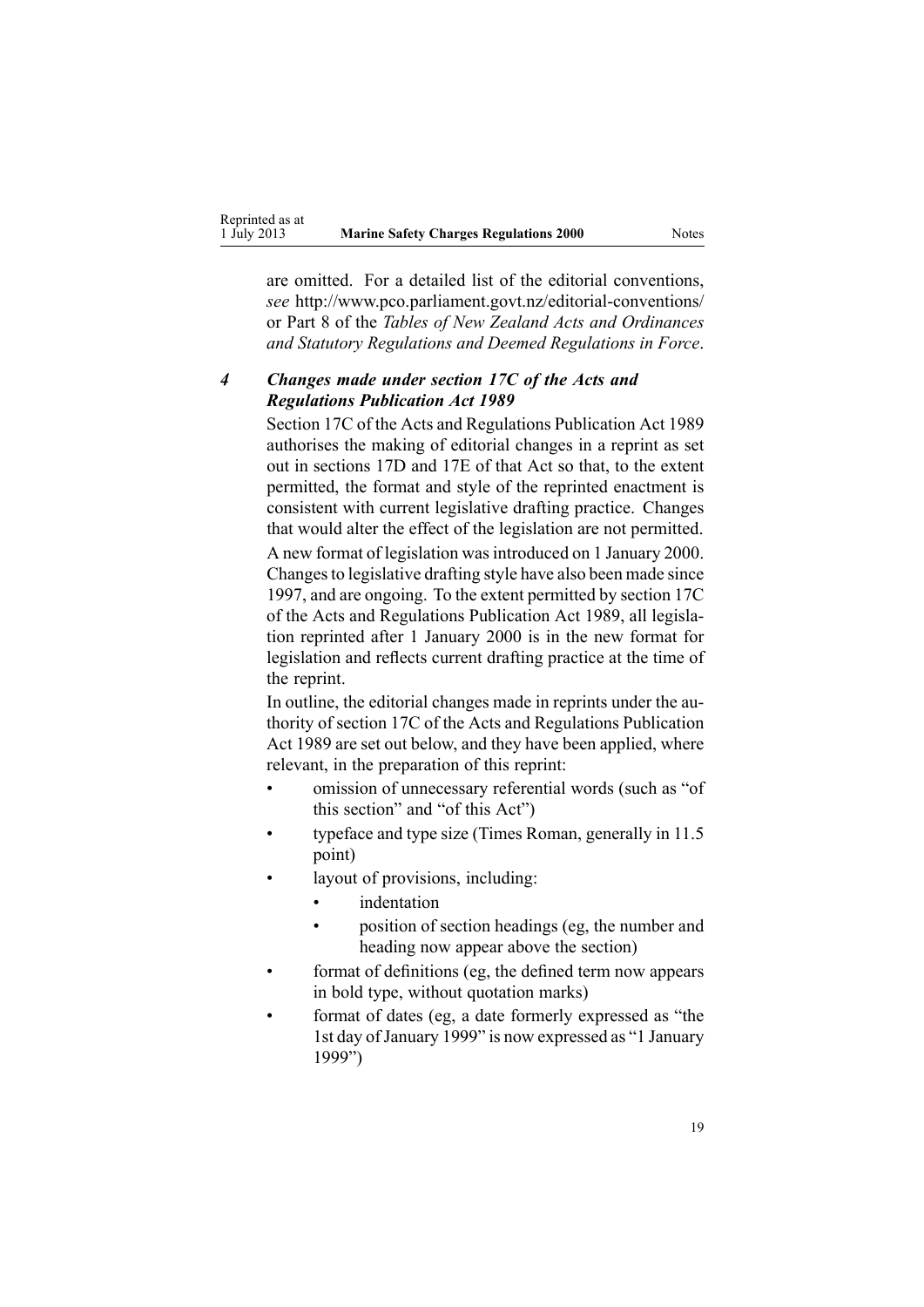are omitted. For a detailed list of the editorial conventions, *see* http://www.pco.parliament.govt.nz/editorial-conventions/ or Part 8 of the *Tables of New Zealand Acts and Ordinances and Statutory Regulations and Deemed Regulations in Force*.

### *4 Changes made under section 17C of the Acts and Regulations Publication Act 1989*

Section 17C of the Acts and Regulations Publication Act 1989 authorises the making of editorial changes in a reprint as set out in sections 17D and 17E of that Act so that, to the extent permitted, the format and style of the reprinted enactment is consistent with current legislative drafting practice. Changes that would alter the effect of the legislation are not permitted.

A new format of legislation was introduced on 1 January 2000. Changes to legislative drafting style have also been made since 1997, and are ongoing. To the extent permitted by section 17C of the Acts and Regulations Publication Act 1989, all legislation reprinted after 1 January 2000 is in the new format for legislation and reflects current drafting practice at the time of the reprint.

In outline, the editorial changes made in reprints under the authority of section 17C of the Acts and Regulations Publication Act 1989 are set out below, and they have been applied, where relevant, in the preparation of this reprint:

- omission of unnecessary referential words (such as "of this section" and "of this Act")
- typeface and type size (Times Roman, generally in 11.5 point)
- layout of provisions, including:
  - indentation
  - position of section headings (eg, the number and heading now appear above the section)
- format of definitions (eg, the defined term now appears in bold type, without quotation marks)
- format of dates (eg, a date formerly expressed as "the 1st day of January 1999" is now expressed as "1 January 1999")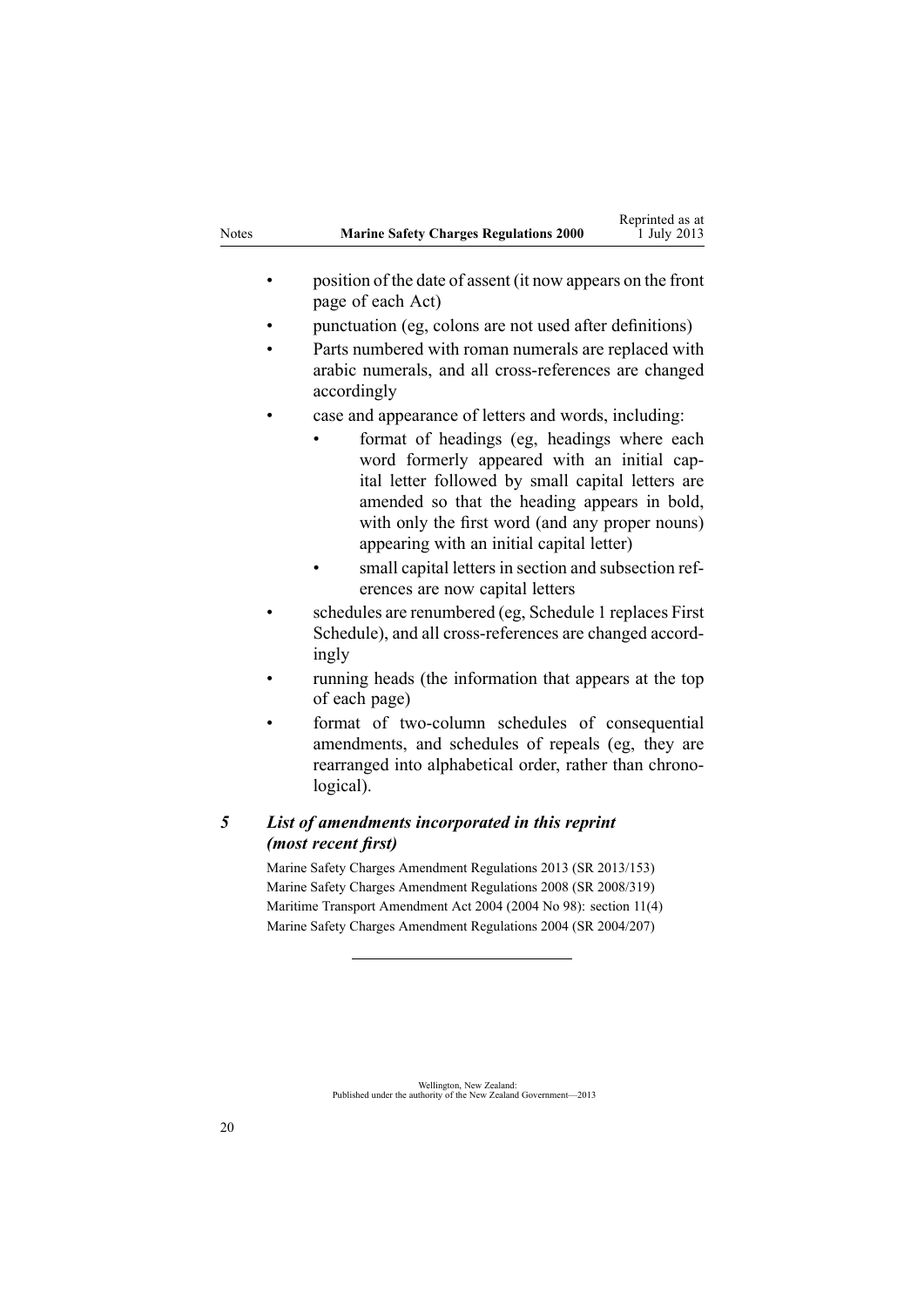- position of the date of assent (it now appears on the front page of each Act)
- punctuation (eg, colons are not used after definitions)
- Parts numbered with roman numerals are replaced with arabic numerals, and all cross-references are changed accordingly
- case and appearance of letters and words, including:
  - format of headings (eg, headings where each word formerly appeared with an initial capital letter followed by small capital letters are amended so that the heading appears in bold, with only the first word (and any proper nouns) appearing with an initial capital letter)
  - small capital letters in section and subsection references are now capital letters
- schedules are renumbered (eg, Schedule 1 replaces First Schedule), and all cross-references are changed accordingly
- running heads (the information that appears at the top of each page)
- format of two-column schedules of consequential amendments, and schedules of repeals (eg, they are rearranged into alphabetical order, rather than chronological).

### *5 List of amendments incorporated in this reprint (most recent first)*

Marine Safety Charges Amendment Regulations 2013 (SR 2013/153)
Marine Safety Charges Amendment Regulations 2008 (SR 2008/319)
Maritime Transport Amendment Act 2004 (2004 No 98): section 11(4)
Marine Safety Charges Amendment Regulations 2004 (SR 2004/207)

---

Wellington, New Zealand:
Published under the authority of the New Zealand Government—2013